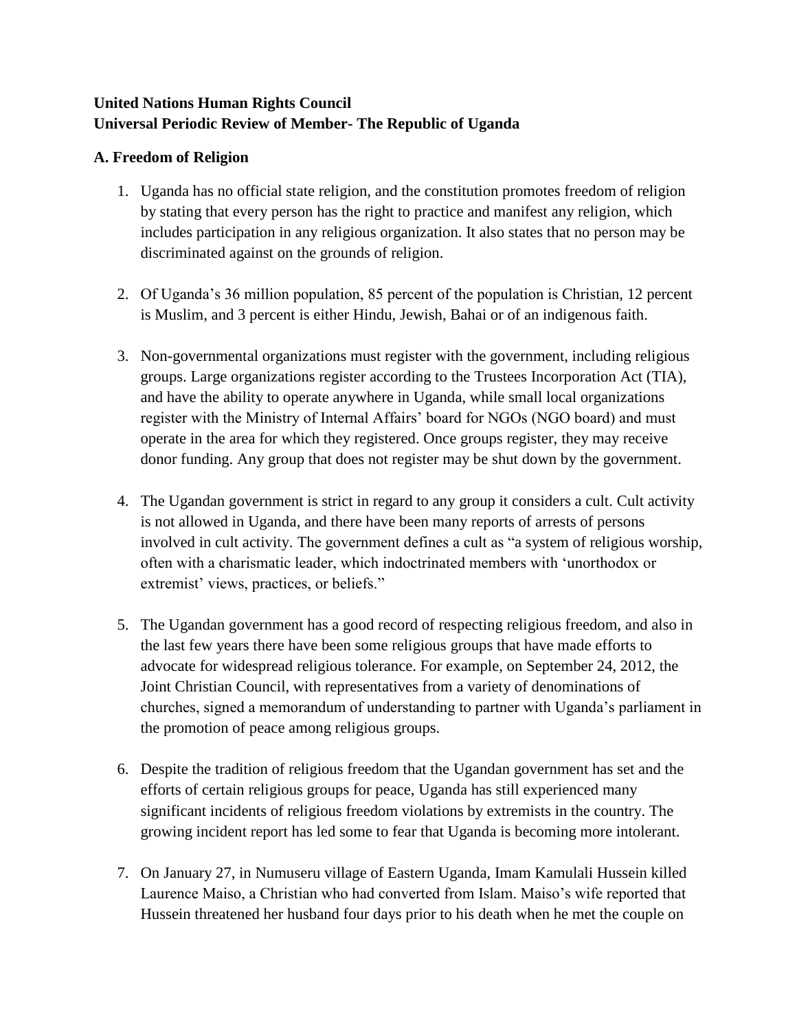**United Nations Human Rights Council**
**Universal Periodic Review of Member- The Republic of Uganda**

## A. Freedom of Religion

1. Uganda has no official state religion, and the constitution promotes freedom of religion by stating that every person has the right to practice and manifest any religion, which includes participation in any religious organization. It also states that no person may be discriminated against on the grounds of religion.

2. Of Uganda's 36 million population, 85 percent of the population is Christian, 12 percent is Muslim, and 3 percent is either Hindu, Jewish, Bahai or of an indigenous faith.

3. Non-governmental organizations must register with the government, including religious groups. Large organizations register according to the Trustees Incorporation Act (TIA), and have the ability to operate anywhere in Uganda, while small local organizations register with the Ministry of Internal Affairs' board for NGOs (NGO board) and must operate in the area for which they registered. Once groups register, they may receive donor funding. Any group that does not register may be shut down by the government.

4. The Ugandan government is strict in regard to any group it considers a cult. Cult activity is not allowed in Uganda, and there have been many reports of arrests of persons involved in cult activity. The government defines a cult as "a system of religious worship, often with a charismatic leader, which indoctrinated members with 'unorthodox or extremist' views, practices, or beliefs."

5. The Ugandan government has a good record of respecting religious freedom, and also in the last few years there have been some religious groups that have made efforts to advocate for widespread religious tolerance. For example, on September 24, 2012, the Joint Christian Council, with representatives from a variety of denominations of churches, signed a memorandum of understanding to partner with Uganda's parliament in the promotion of peace among religious groups.

6. Despite the tradition of religious freedom that the Ugandan government has set and the efforts of certain religious groups for peace, Uganda has still experienced many significant incidents of religious freedom violations by extremists in the country. The growing incident report has led some to fear that Uganda is becoming more intolerant.

7. On January 27, in Numuseru village of Eastern Uganda, Imam Kamulali Hussein killed Laurence Maiso, a Christian who had converted from Islam. Maiso's wife reported that Hussein threatened her husband four days prior to his death when he met the couple on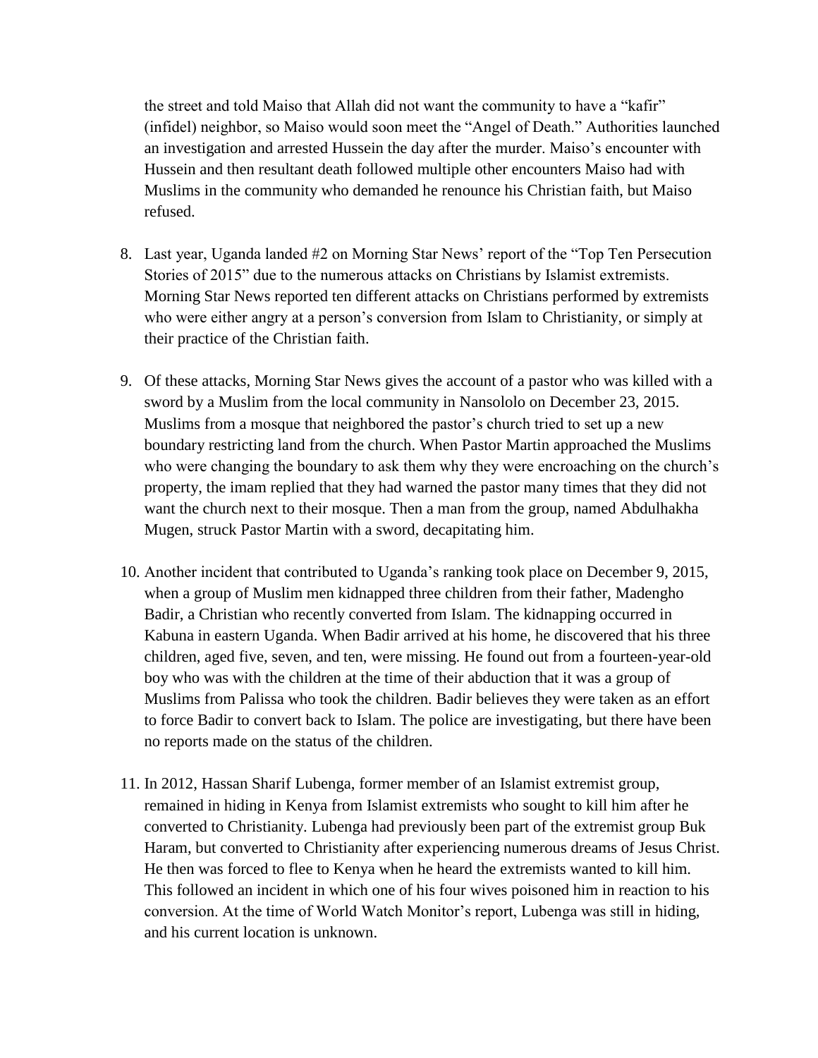the street and told Maiso that Allah did not want the community to have a "kafir" (infidel) neighbor, so Maiso would soon meet the "Angel of Death." Authorities launched an investigation and arrested Hussein the day after the murder. Maiso's encounter with Hussein and then resultant death followed multiple other encounters Maiso had with Muslims in the community who demanded he renounce his Christian faith, but Maiso refused.

8. Last year, Uganda landed #2 on Morning Star News' report of the "Top Ten Persecution Stories of 2015" due to the numerous attacks on Christians by Islamist extremists. Morning Star News reported ten different attacks on Christians performed by extremists who were either angry at a person's conversion from Islam to Christianity, or simply at their practice of the Christian faith.

9. Of these attacks, Morning Star News gives the account of a pastor who was killed with a sword by a Muslim from the local community in Nansololo on December 23, 2015. Muslims from a mosque that neighbored the pastor's church tried to set up a new boundary restricting land from the church. When Pastor Martin approached the Muslims who were changing the boundary to ask them why they were encroaching on the church's property, the imam replied that they had warned the pastor many times that they did not want the church next to their mosque. Then a man from the group, named Abdulhakha Mugen, struck Pastor Martin with a sword, decapitating him.

10. Another incident that contributed to Uganda's ranking took place on December 9, 2015, when a group of Muslim men kidnapped three children from their father, Madengho Badir, a Christian who recently converted from Islam. The kidnapping occurred in Kabuna in eastern Uganda. When Badir arrived at his home, he discovered that his three children, aged five, seven, and ten, were missing. He found out from a fourteen-year-old boy who was with the children at the time of their abduction that it was a group of Muslims from Palissa who took the children. Badir believes they were taken as an effort to force Badir to convert back to Islam. The police are investigating, but there have been no reports made on the status of the children.

11. In 2012, Hassan Sharif Lubenga, former member of an Islamist extremist group, remained in hiding in Kenya from Islamist extremists who sought to kill him after he converted to Christianity. Lubenga had previously been part of the extremist group Buk Haram, but converted to Christianity after experiencing numerous dreams of Jesus Christ. He then was forced to flee to Kenya when he heard the extremists wanted to kill him. This followed an incident in which one of his four wives poisoned him in reaction to his conversion. At the time of World Watch Monitor's report, Lubenga was still in hiding, and his current location is unknown.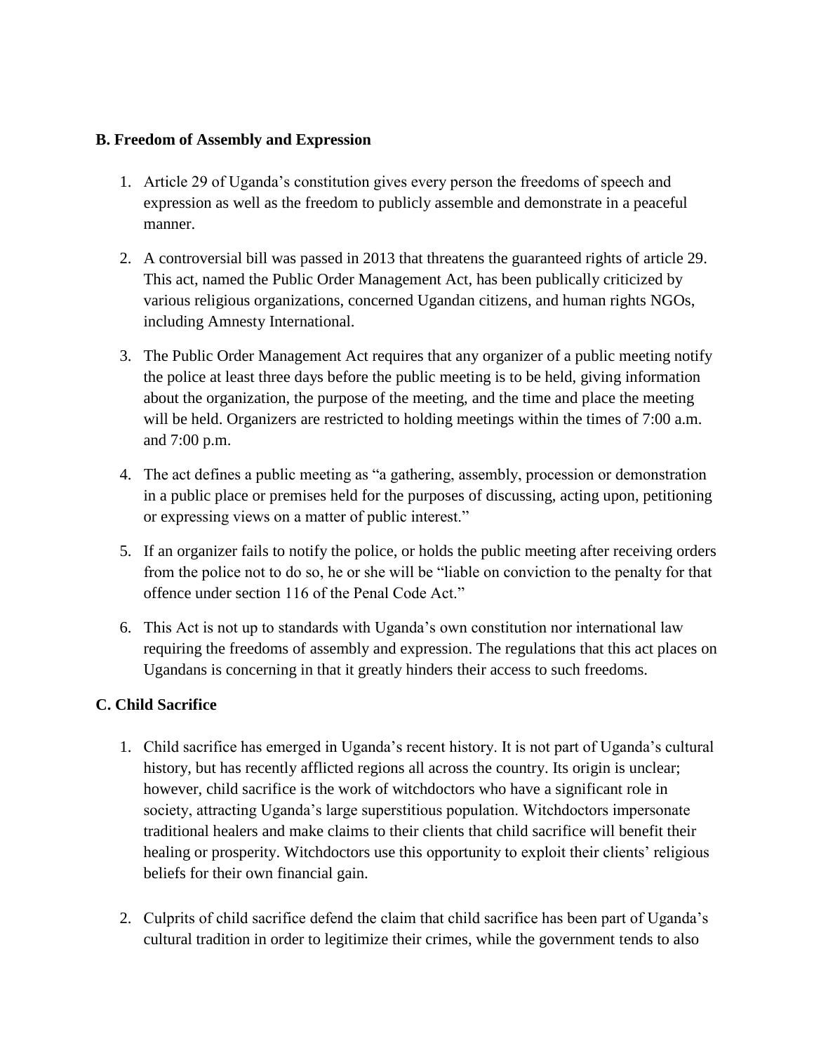**B. Freedom of Assembly and Expression**

1. Article 29 of Uganda's constitution gives every person the freedoms of speech and expression as well as the freedom to publicly assemble and demonstrate in a peaceful manner.

2. A controversial bill was passed in 2013 that threatens the guaranteed rights of article 29. This act, named the Public Order Management Act, has been publically criticized by various religious organizations, concerned Ugandan citizens, and human rights NGOs, including Amnesty International.

3. The Public Order Management Act requires that any organizer of a public meeting notify the police at least three days before the public meeting is to be held, giving information about the organization, the purpose of the meeting, and the time and place the meeting will be held. Organizers are restricted to holding meetings within the times of 7:00 a.m. and 7:00 p.m.

4. The act defines a public meeting as "a gathering, assembly, procession or demonstration in a public place or premises held for the purposes of discussing, acting upon, petitioning or expressing views on a matter of public interest."

5. If an organizer fails to notify the police, or holds the public meeting after receiving orders from the police not to do so, he or she will be "liable on conviction to the penalty for that offence under section 116 of the Penal Code Act."

6. This Act is not up to standards with Uganda's own constitution nor international law requiring the freedoms of assembly and expression. The regulations that this act places on Ugandans is concerning in that it greatly hinders their access to such freedoms.

**C. Child Sacrifice**

1. Child sacrifice has emerged in Uganda's recent history. It is not part of Uganda's cultural history, but has recently afflicted regions all across the country. Its origin is unclear; however, child sacrifice is the work of witchdoctors who have a significant role in society, attracting Uganda's large superstitious population. Witchdoctors impersonate traditional healers and make claims to their clients that child sacrifice will benefit their healing or prosperity. Witchdoctors use this opportunity to exploit their clients' religious beliefs for their own financial gain.

2. Culprits of child sacrifice defend the claim that child sacrifice has been part of Uganda's cultural tradition in order to legitimize their crimes, while the government tends to also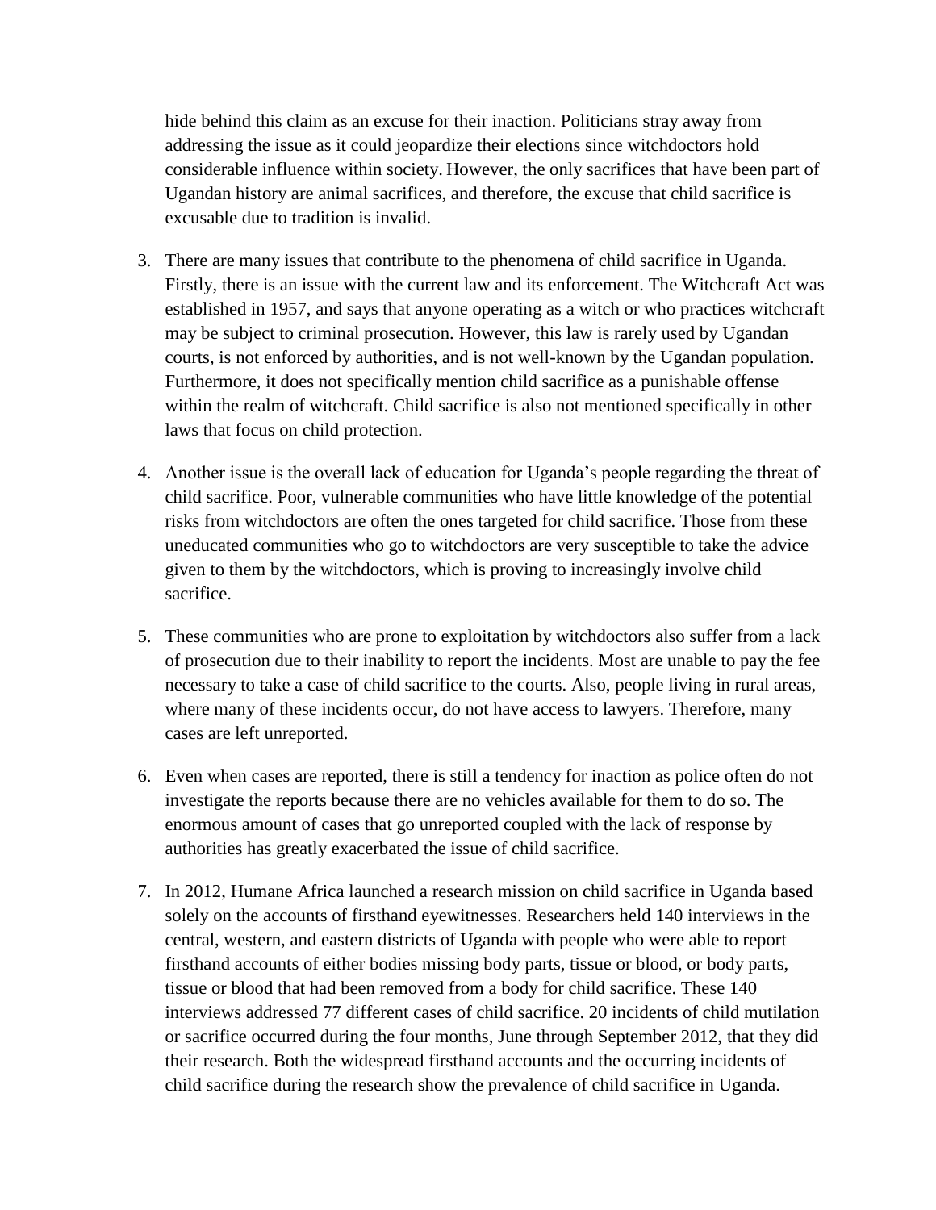hide behind this claim as an excuse for their inaction. Politicians stray away from addressing the issue as it could jeopardize their elections since witchdoctors hold considerable influence within society. However, the only sacrifices that have been part of Ugandan history are animal sacrifices, and therefore, the excuse that child sacrifice is excusable due to tradition is invalid.

3. There are many issues that contribute to the phenomena of child sacrifice in Uganda. Firstly, there is an issue with the current law and its enforcement. The Witchcraft Act was established in 1957, and says that anyone operating as a witch or who practices witchcraft may be subject to criminal prosecution. However, this law is rarely used by Ugandan courts, is not enforced by authorities, and is not well-known by the Ugandan population. Furthermore, it does not specifically mention child sacrifice as a punishable offense within the realm of witchcraft. Child sacrifice is also not mentioned specifically in other laws that focus on child protection.

4. Another issue is the overall lack of education for Uganda's people regarding the threat of child sacrifice. Poor, vulnerable communities who have little knowledge of the potential risks from witchdoctors are often the ones targeted for child sacrifice. Those from these uneducated communities who go to witchdoctors are very susceptible to take the advice given to them by the witchdoctors, which is proving to increasingly involve child sacrifice.

5. These communities who are prone to exploitation by witchdoctors also suffer from a lack of prosecution due to their inability to report the incidents. Most are unable to pay the fee necessary to take a case of child sacrifice to the courts. Also, people living in rural areas, where many of these incidents occur, do not have access to lawyers. Therefore, many cases are left unreported.

6. Even when cases are reported, there is still a tendency for inaction as police often do not investigate the reports because there are no vehicles available for them to do so. The enormous amount of cases that go unreported coupled with the lack of response by authorities has greatly exacerbated the issue of child sacrifice.

7. In 2012, Humane Africa launched a research mission on child sacrifice in Uganda based solely on the accounts of firsthand eyewitnesses. Researchers held 140 interviews in the central, western, and eastern districts of Uganda with people who were able to report firsthand accounts of either bodies missing body parts, tissue or blood, or body parts, tissue or blood that had been removed from a body for child sacrifice. These 140 interviews addressed 77 different cases of child sacrifice. 20 incidents of child mutilation or sacrifice occurred during the four months, June through September 2012, that they did their research. Both the widespread firsthand accounts and the occurring incidents of child sacrifice during the research show the prevalence of child sacrifice in Uganda.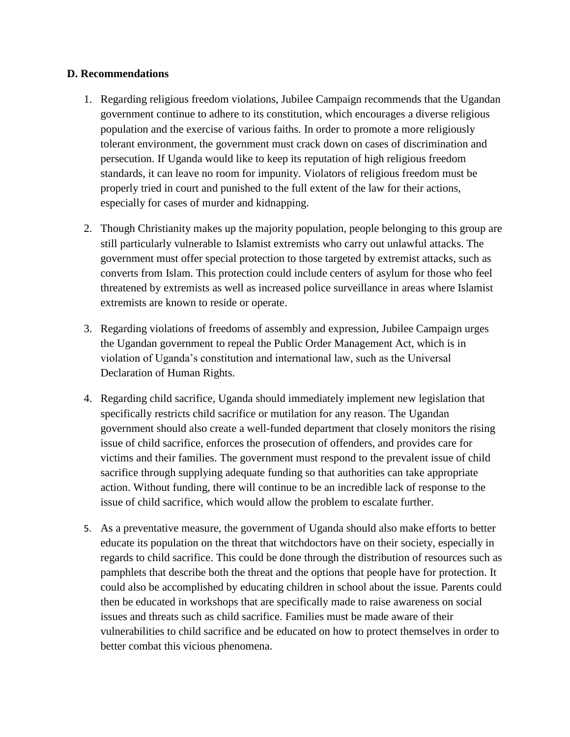**D. Recommendations**

1. Regarding religious freedom violations, Jubilee Campaign recommends that the Ugandan government continue to adhere to its constitution, which encourages a diverse religious population and the exercise of various faiths. In order to promote a more religiously tolerant environment, the government must crack down on cases of discrimination and persecution. If Uganda would like to keep its reputation of high religious freedom standards, it can leave no room for impunity. Violators of religious freedom must be properly tried in court and punished to the full extent of the law for their actions, especially for cases of murder and kidnapping.

2. Though Christianity makes up the majority population, people belonging to this group are still particularly vulnerable to Islamist extremists who carry out unlawful attacks. The government must offer special protection to those targeted by extremist attacks, such as converts from Islam. This protection could include centers of asylum for those who feel threatened by extremists as well as increased police surveillance in areas where Islamist extremists are known to reside or operate.

3. Regarding violations of freedoms of assembly and expression, Jubilee Campaign urges the Ugandan government to repeal the Public Order Management Act, which is in violation of Uganda's constitution and international law, such as the Universal Declaration of Human Rights.

4. Regarding child sacrifice, Uganda should immediately implement new legislation that specifically restricts child sacrifice or mutilation for any reason. The Ugandan government should also create a well-funded department that closely monitors the rising issue of child sacrifice, enforces the prosecution of offenders, and provides care for victims and their families. The government must respond to the prevalent issue of child sacrifice through supplying adequate funding so that authorities can take appropriate action. Without funding, there will continue to be an incredible lack of response to the issue of child sacrifice, which would allow the problem to escalate further.

5. As a preventative measure, the government of Uganda should also make efforts to better educate its population on the threat that witchdoctors have on their society, especially in regards to child sacrifice. This could be done through the distribution of resources such as pamphlets that describe both the threat and the options that people have for protection. It could also be accomplished by educating children in school about the issue. Parents could then be educated in workshops that are specifically made to raise awareness on social issues and threats such as child sacrifice. Families must be made aware of their vulnerabilities to child sacrifice and be educated on how to protect themselves in order to better combat this vicious phenomena.